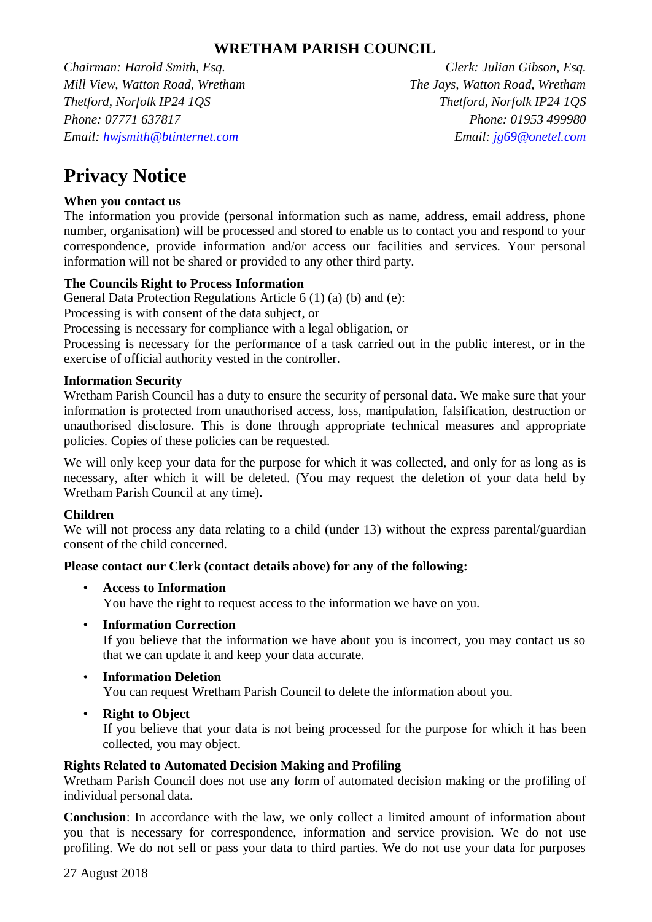**WRETHAM PARISH COUNCIL**

*Chairman: Harold Smith, Esq.*
*Mill View, Watton Road, Wretham*
*Thetford, Norfolk IP24 1QS*
*Phone: 07771 637817*
*Email: hwjsmith@btinternet.com*

*Clerk: Julian Gibson, Esq.*
*The Jays, Watton Road, Wretham*
*Thetford, Norfolk IP24 1QS*
*Phone: 01953 499980*
*Email: jg69@onetel.com*

# Privacy Notice

**When you contact us**
The information you provide (personal information such as name, address, email address, phone number, organisation) will be processed and stored to enable us to contact you and respond to your correspondence, provide information and/or access our facilities and services. Your personal information will not be shared or provided to any other third party.

**The Councils Right to Process Information**
General Data Protection Regulations Article 6 (1) (a) (b) and (e):
Processing is with consent of the data subject, or
Processing is necessary for compliance with a legal obligation, or
Processing is necessary for the performance of a task carried out in the public interest, or in the exercise of official authority vested in the controller.

**Information Security**
Wretham Parish Council has a duty to ensure the security of personal data. We make sure that your information is protected from unauthorised access, loss, manipulation, falsification, destruction or unauthorised disclosure. This is done through appropriate technical measures and appropriate policies. Copies of these policies can be requested.

We will only keep your data for the purpose for which it was collected, and only for as long as is necessary, after which it will be deleted. (You may request the deletion of your data held by Wretham Parish Council at any time).

**Children**
We will not process any data relating to a child (under 13) without the express parental/guardian consent of the child concerned.

**Please contact our Clerk (contact details above) for any of the following:**

- **Access to Information**
  You have the right to request access to the information we have on you.
- **Information Correction**
  If you believe that the information we have about you is incorrect, you may contact us so that we can update it and keep your data accurate.
- **Information Deletion**
  You can request Wretham Parish Council to delete the information about you.
- **Right to Object**
  If you believe that your data is not being processed for the purpose for which it has been collected, you may object.

**Rights Related to Automated Decision Making and Profiling**
Wretham Parish Council does not use any form of automated decision making or the profiling of individual personal data.

**Conclusion**: In accordance with the law, we only collect a limited amount of information about you that is necessary for correspondence, information and service provision. We do not use profiling. We do not sell or pass your data to third parties. We do not use your data for purposes

27 August 2018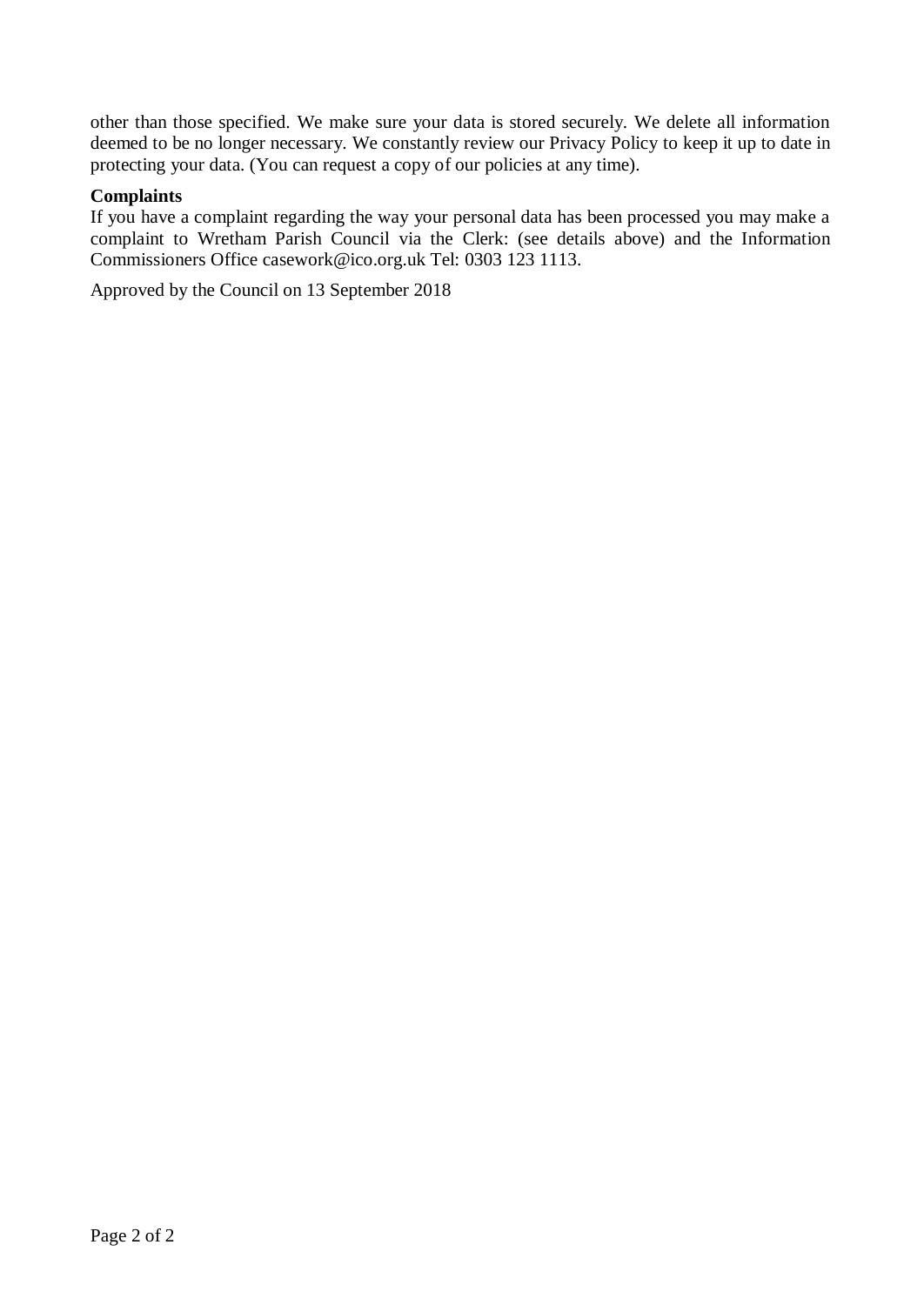other than those specified. We make sure your data is stored securely. We delete all information deemed to be no longer necessary. We constantly review our Privacy Policy to keep it up to date in protecting your data. (You can request a copy of our policies at any time).

**Complaints**

If you have a complaint regarding the way your personal data has been processed you may make a complaint to Wretham Parish Council via the Clerk: (see details above) and the Information Commissioners Office casework@ico.org.uk Tel: 0303 123 1113.

Approved by the Council on 13 September 2018